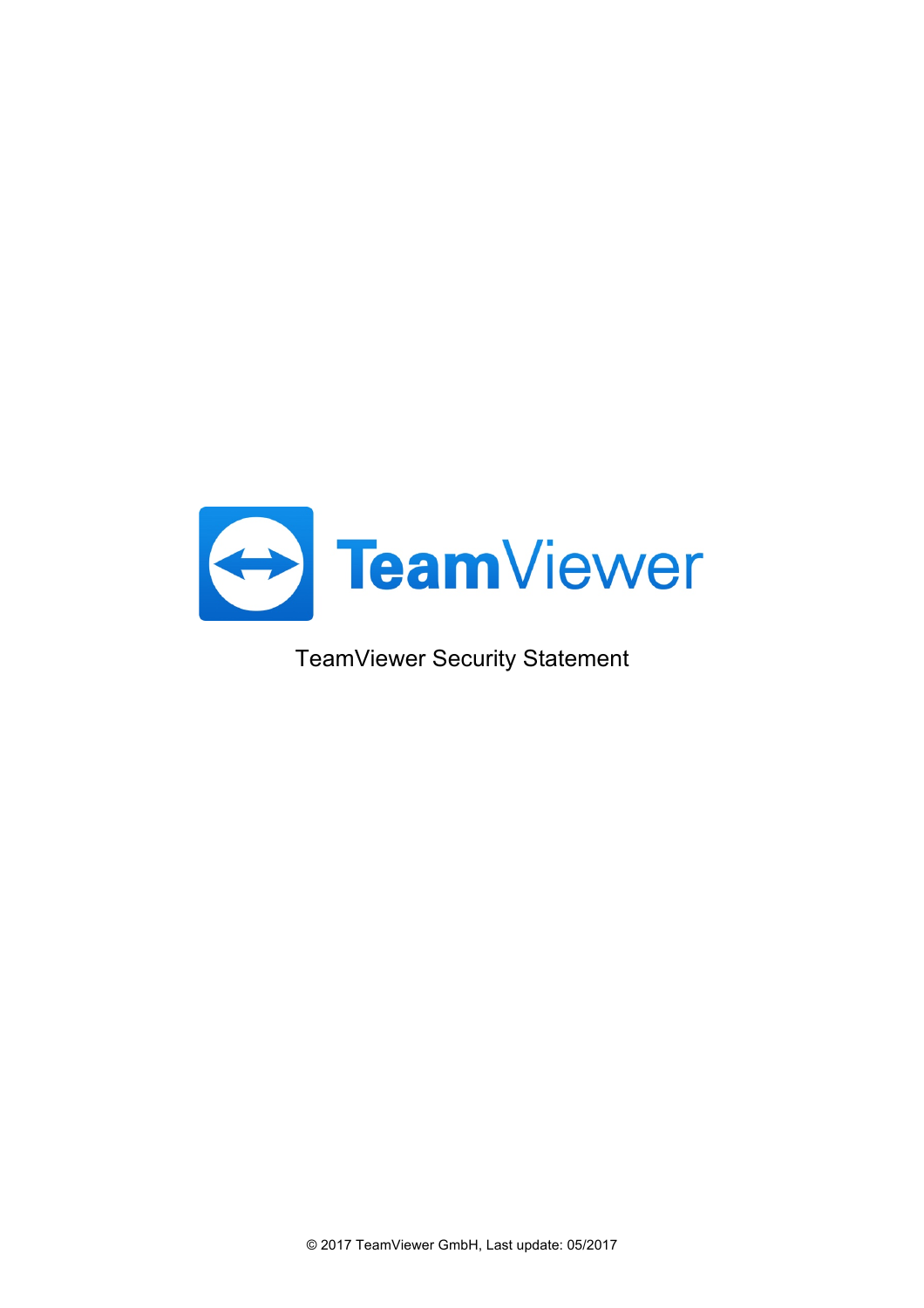# TeamViewer

TeamViewer Security Statement

© 2017 TeamViewer GmbH, Last update: 05/2017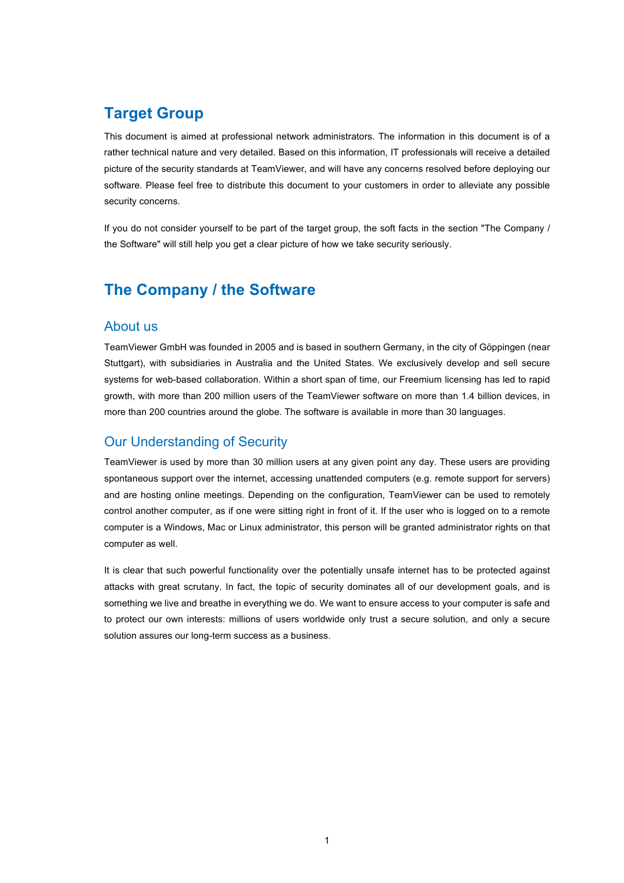## Target Group

This document is aimed at professional network administrators. The information in this document is of a rather technical nature and very detailed. Based on this information, IT professionals will receive a detailed picture of the security standards at TeamViewer, and will have any concerns resolved before deploying our software. Please feel free to distribute this document to your customers in order to alleviate any possible security concerns.

If you do not consider yourself to be part of the target group, the soft facts in the section "The Company / the Software" will still help you get a clear picture of how we take security seriously.

## The Company / the Software

### About us

TeamViewer GmbH was founded in 2005 and is based in southern Germany, in the city of Göppingen (near Stuttgart), with subsidiaries in Australia and the United States. We exclusively develop and sell secure systems for web-based collaboration. Within a short span of time, our Freemium licensing has led to rapid growth, with more than 200 million users of the TeamViewer software on more than 1.4 billion devices, in more than 200 countries around the globe. The software is available in more than 30 languages.

### Our Understanding of Security

TeamViewer is used by more than 30 million users at any given point any day. These users are providing spontaneous support over the internet, accessing unattended computers (e.g. remote support for servers) and are hosting online meetings. Depending on the configuration, TeamViewer can be used to remotely control another computer, as if one were sitting right in front of it. If the user who is logged on to a remote computer is a Windows, Mac or Linux administrator, this person will be granted administrator rights on that computer as well.

It is clear that such powerful functionality over the potentially unsafe internet has to be protected against attacks with great scrutany. In fact, the topic of security dominates all of our development goals, and is something we live and breathe in everything we do. We want to ensure access to your computer is safe and to protect our own interests: millions of users worldwide only trust a secure solution, and only a secure solution assures our long-term success as a business.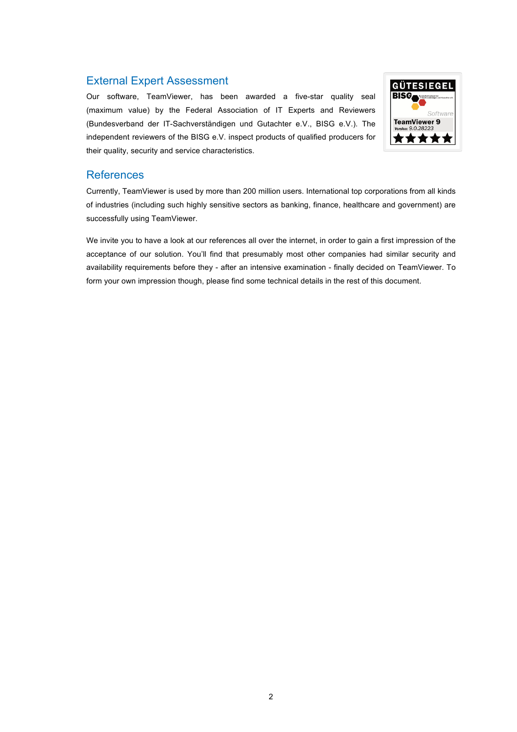## External Expert Assessment

Our software, TeamViewer, has been awarded a five-star quality seal (maximum value) by the Federal Association of IT Experts and Reviewers (Bundesverband der IT-Sachverständigen und Gutachter e.V., BISG e.V.). The independent reviewers of the BISG e.V. inspect products of qualified producers for their quality, security and service characteristics.

## References

Currently, TeamViewer is used by more than 200 million users. International top corporations from all kinds of industries (including such highly sensitive sectors as banking, finance, healthcare and government) are successfully using TeamViewer.

We invite you to have a look at our references all over the internet, in order to gain a first impression of the acceptance of our solution. You'll find that presumably most other companies had similar security and availability requirements before they - after an intensive examination - finally decided on TeamViewer. To form your own impression though, please find some technical details in the rest of this document.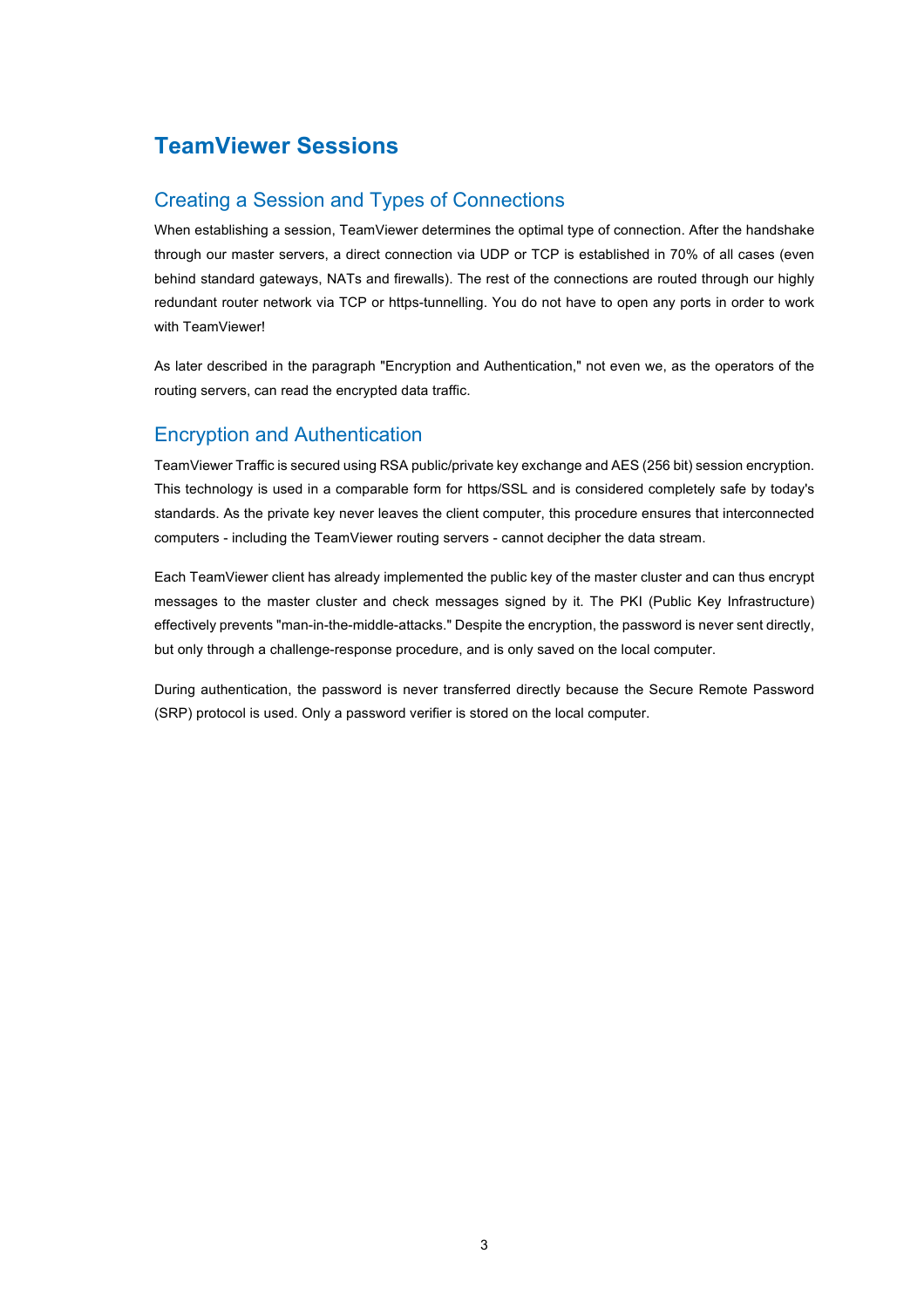# TeamViewer Sessions

## Creating a Session and Types of Connections

When establishing a session, TeamViewer determines the optimal type of connection. After the handshake through our master servers, a direct connection via UDP or TCP is established in 70% of all cases (even behind standard gateways, NATs and firewalls). The rest of the connections are routed through our highly redundant router network via TCP or https-tunnelling. You do not have to open any ports in order to work with TeamViewer!

As later described in the paragraph "Encryption and Authentication," not even we, as the operators of the routing servers, can read the encrypted data traffic.

## Encryption and Authentication

TeamViewer Traffic is secured using RSA public/private key exchange and AES (256 bit) session encryption. This technology is used in a comparable form for https/SSL and is considered completely safe by today's standards. As the private key never leaves the client computer, this procedure ensures that interconnected computers - including the TeamViewer routing servers - cannot decipher the data stream.

Each TeamViewer client has already implemented the public key of the master cluster and can thus encrypt messages to the master cluster and check messages signed by it. The PKI (Public Key Infrastructure) effectively prevents "man-in-the-middle-attacks." Despite the encryption, the password is never sent directly, but only through a challenge-response procedure, and is only saved on the local computer.

During authentication, the password is never transferred directly because the Secure Remote Password (SRP) protocol is used. Only a password verifier is stored on the local computer.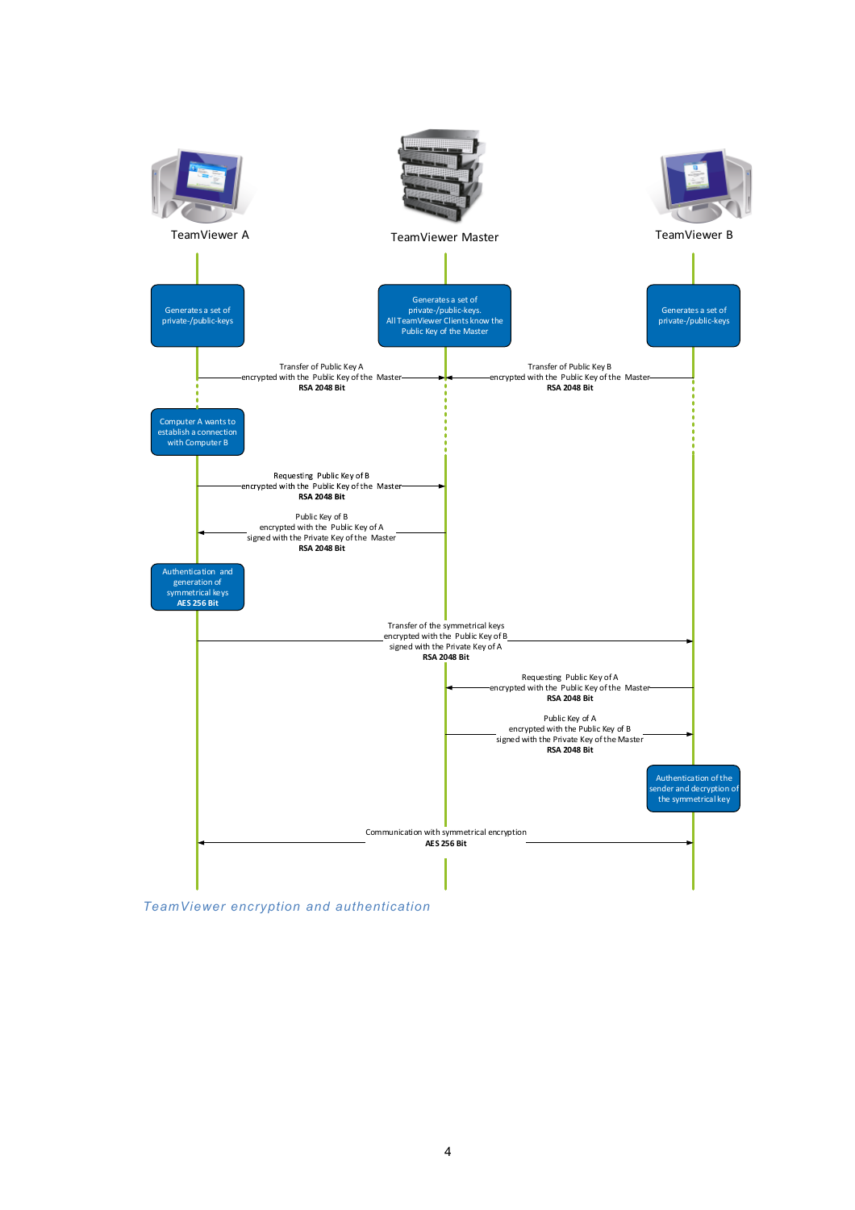TeamViewer A

TeamViewer Master

TeamViewer B

Generates a set of private-/public-keys

Generates a set of private-/public-keys. All TeamViewer Clients know the Public Key of the Master

Generates a set of private-/public-keys

Transfer of Public Key A encrypted with the Public Key of the Master **RSA 2048 Bit**

Transfer of Public Key B encrypted with the Public Key of the Master **RSA 2048 Bit**

Computer A wants to establish a connection with Computer B

Requesting Public Key of B encrypted with the Public Key of the Master **RSA 2048 Bit**

Public Key of B encrypted with the Public Key of A signed with the Private Key of the Master **RSA 2048 Bit**

Authentication and generation of symmetrical keys **AES 256 Bit**

Transfer of the symmetrical keys encrypted with the Public Key of B signed with the Private Key of A **RSA 2048 Bit**

Requesting Public Key of A encrypted with the Public Key of the Master **RSA 2048 Bit**

Public Key of A encrypted with the Public Key of B signed with the Private Key of the Master **RSA 2048 Bit**

Authentication of the sender and decryption of the symmetrical key

Communication with symmetrical encryption **AES 256 Bit**

*TeamViewer encryption and authentication*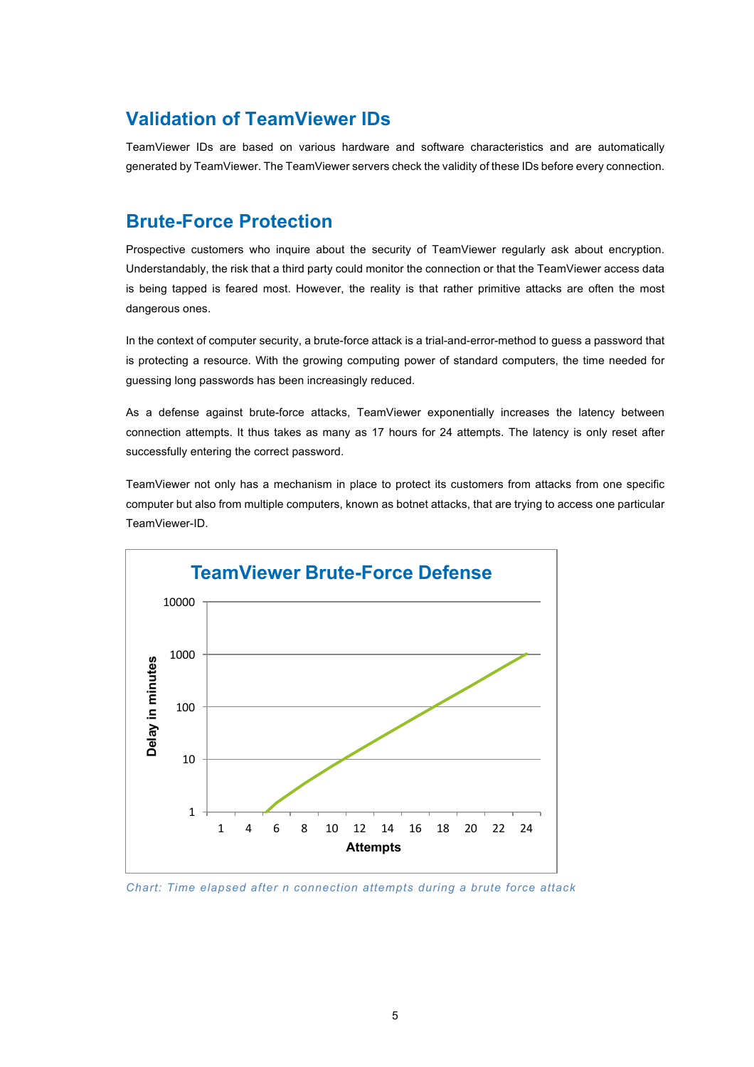## Validation of TeamViewer IDs

TeamViewer IDs are based on various hardware and software characteristics and are automatically generated by TeamViewer. The TeamViewer servers check the validity of these IDs before every connection.

## Brute-Force Protection

Prospective customers who inquire about the security of TeamViewer regularly ask about encryption. Understandably, the risk that a third party could monitor the connection or that the TeamViewer access data is being tapped is feared most. However, the reality is that rather primitive attacks are often the most dangerous ones.

In the context of computer security, a brute-force attack is a trial-and-error-method to guess a password that is protecting a resource. With the growing computing power of standard computers, the time needed for guessing long passwords has been increasingly reduced.

As a defense against brute-force attacks, TeamViewer exponentially increases the latency between connection attempts. It thus takes as many as 17 hours for 24 attempts. The latency is only reset after successfully entering the correct password.

TeamViewer not only has a mechanism in place to protect its customers from attacks from one specific computer but also from multiple computers, known as botnet attacks, that are trying to access one particular TeamViewer-ID.

*Chart: Time elapsed after n connection attempts during a brute force attack*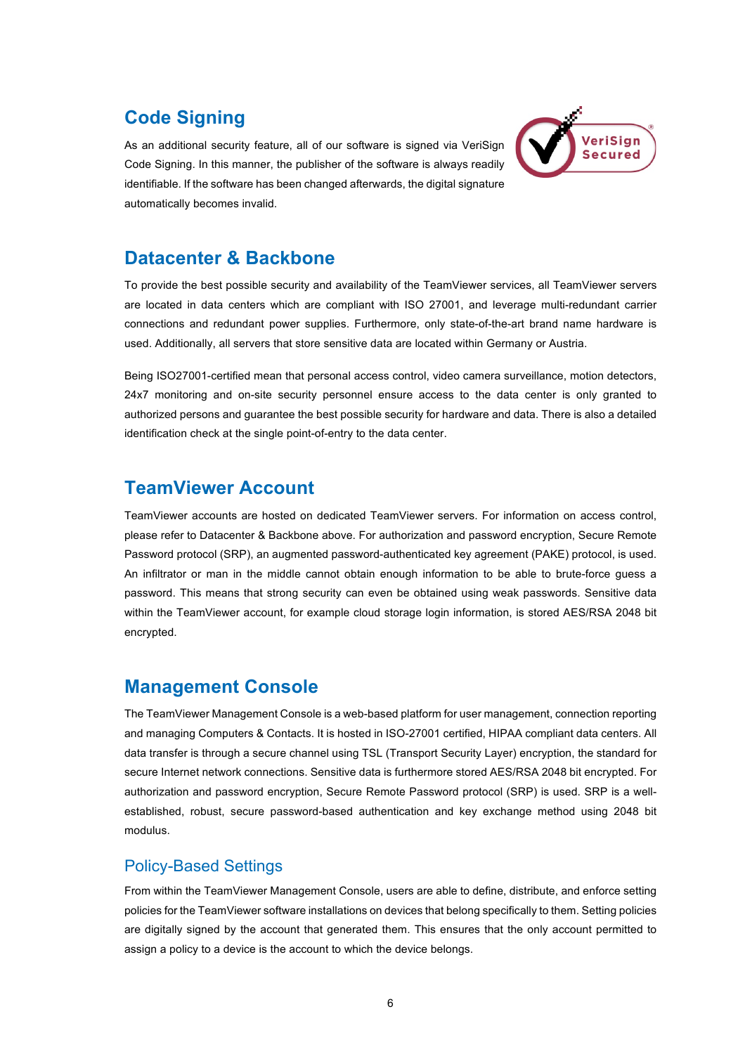## Code Signing

As an additional security feature, all of our software is signed via VeriSign Code Signing. In this manner, the publisher of the software is always readily identifiable. If the software has been changed afterwards, the digital signature automatically becomes invalid.

## Datacenter & Backbone

To provide the best possible security and availability of the TeamViewer services, all TeamViewer servers are located in data centers which are compliant with ISO 27001, and leverage multi-redundant carrier connections and redundant power supplies. Furthermore, only state-of-the-art brand name hardware is used. Additionally, all servers that store sensitive data are located within Germany or Austria.

Being ISO27001-certified mean that personal access control, video camera surveillance, motion detectors, 24x7 monitoring and on-site security personnel ensure access to the data center is only granted to authorized persons and guarantee the best possible security for hardware and data. There is also a detailed identification check at the single point-of-entry to the data center.

## TeamViewer Account

TeamViewer accounts are hosted on dedicated TeamViewer servers. For information on access control, please refer to Datacenter & Backbone above. For authorization and password encryption, Secure Remote Password protocol (SRP), an augmented password-authenticated key agreement (PAKE) protocol, is used. An infiltrator or man in the middle cannot obtain enough information to be able to brute-force guess a password. This means that strong security can even be obtained using weak passwords. Sensitive data within the TeamViewer account, for example cloud storage login information, is stored AES/RSA 2048 bit encrypted.

## Management Console

The TeamViewer Management Console is a web-based platform for user management, connection reporting and managing Computers & Contacts. It is hosted in ISO-27001 certified, HIPAA compliant data centers. All data transfer is through a secure channel using TSL (Transport Security Layer) encryption, the standard for secure Internet network connections. Sensitive data is furthermore stored AES/RSA 2048 bit encrypted. For authorization and password encryption, Secure Remote Password protocol (SRP) is used. SRP is a well-established, robust, secure password-based authentication and key exchange method using 2048 bit modulus.

### Policy-Based Settings

From within the TeamViewer Management Console, users are able to define, distribute, and enforce setting policies for the TeamViewer software installations on devices that belong specifically to them. Setting policies are digitally signed by the account that generated them. This ensures that the only account permitted to assign a policy to a device is the account to which the device belongs.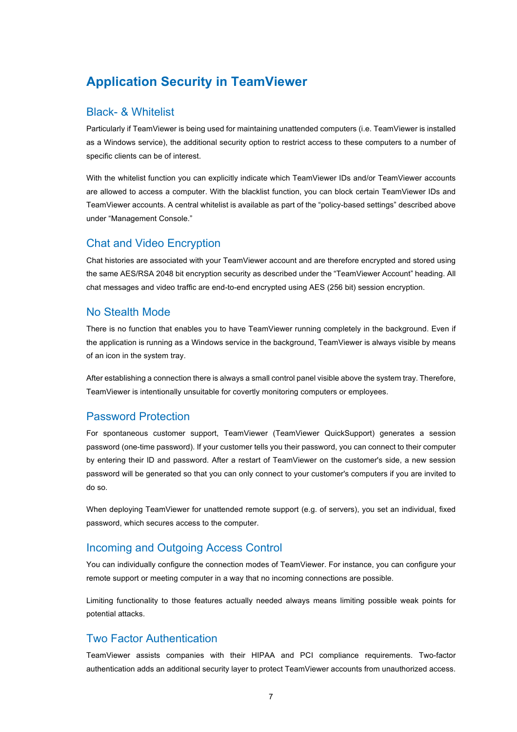# Application Security in TeamViewer

## Black- & Whitelist

Particularly if TeamViewer is being used for maintaining unattended computers (i.e. TeamViewer is installed as a Windows service), the additional security option to restrict access to these computers to a number of specific clients can be of interest.

With the whitelist function you can explicitly indicate which TeamViewer IDs and/or TeamViewer accounts are allowed to access a computer. With the blacklist function, you can block certain TeamViewer IDs and TeamViewer accounts. A central whitelist is available as part of the "policy-based settings" described above under "Management Console."

## Chat and Video Encryption

Chat histories are associated with your TeamViewer account and are therefore encrypted and stored using the same AES/RSA 2048 bit encryption security as described under the "TeamViewer Account" heading. All chat messages and video traffic are end-to-end encrypted using AES (256 bit) session encryption.

## No Stealth Mode

There is no function that enables you to have TeamViewer running completely in the background. Even if the application is running as a Windows service in the background, TeamViewer is always visible by means of an icon in the system tray.

After establishing a connection there is always a small control panel visible above the system tray. Therefore, TeamViewer is intentionally unsuitable for covertly monitoring computers or employees.

## Password Protection

For spontaneous customer support, TeamViewer (TeamViewer QuickSupport) generates a session password (one-time password). If your customer tells you their password, you can connect to their computer by entering their ID and password. After a restart of TeamViewer on the customer's side, a new session password will be generated so that you can only connect to your customer's computers if you are invited to do so.

When deploying TeamViewer for unattended remote support (e.g. of servers), you set an individual, fixed password, which secures access to the computer.

## Incoming and Outgoing Access Control

You can individually configure the connection modes of TeamViewer. For instance, you can configure your remote support or meeting computer in a way that no incoming connections are possible.

Limiting functionality to those features actually needed always means limiting possible weak points for potential attacks.

## Two Factor Authentication

TeamViewer assists companies with their HIPAA and PCI compliance requirements. Two-factor authentication adds an additional security layer to protect TeamViewer accounts from unauthorized access.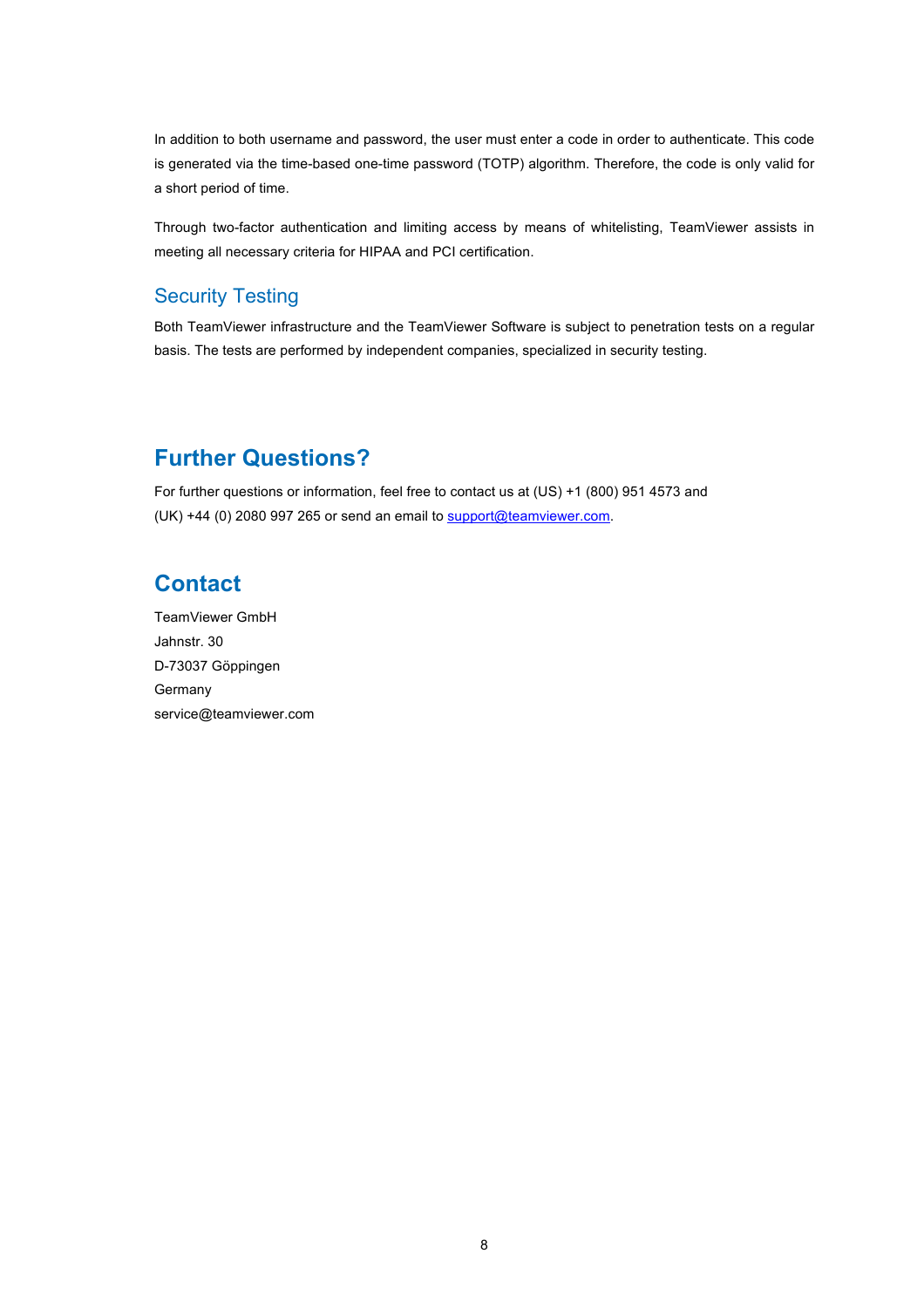In addition to both username and password, the user must enter a code in order to authenticate. This code is generated via the time-based one-time password (TOTP) algorithm. Therefore, the code is only valid for a short period of time.

Through two-factor authentication and limiting access by means of whitelisting, TeamViewer assists in meeting all necessary criteria for HIPAA and PCI certification.

### Security Testing

Both TeamViewer infrastructure and the TeamViewer Software is subject to penetration tests on a regular basis. The tests are performed by independent companies, specialized in security testing.

## Further Questions?

For further questions or information, feel free to contact us at (US) +1 (800) 951 4573 and (UK) +44 (0) 2080 997 265 or send an email to support@teamviewer.com.

## Contact

TeamViewer GmbH
Jahnstr. 30
D-73037 Göppingen
Germany
service@teamviewer.com